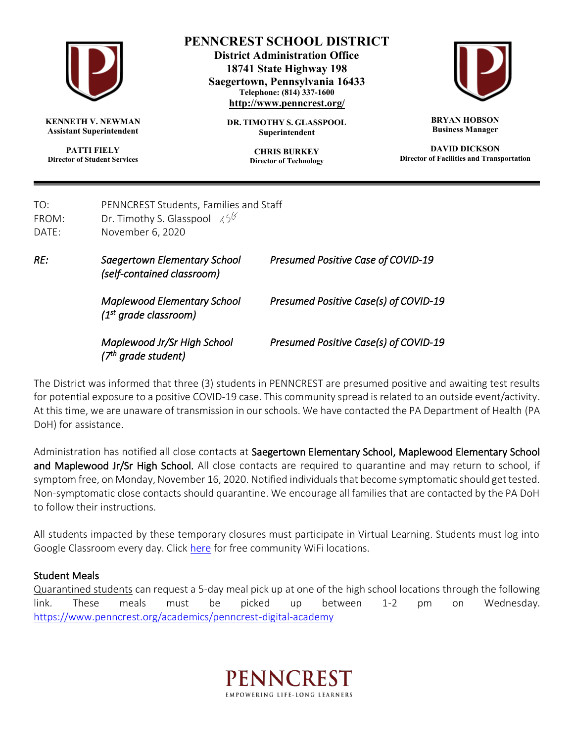# PENNCREST SCHOOL DISTRICT

**District Administration Office**
**18741 State Highway 198**
**Saegertown, Pennsylvania 16433**
**Telephone: (814) 337-1600**
**http://www.penncrest.org/**

**KENNETH V. NEWMAN**
**Assistant Superintendent**

**PATTI FIELY**
**Director of Student Services**

**DR. TIMOTHY S. GLASSPOOL**
**Superintendent**

**CHRIS BURKEY**
**Director of Technology**

**BRYAN HOBSON**
**Business Manager**

**DAVID DICKSON**
**Director of Facilities and Transportation**

---

TO: PENNCREST Students, Families and Staff
FROM: Dr. Timothy S. Glasspool
DATE: November 6, 2020

*RE:*

| | |
|---|---|
| *Saegertown Elementary School (self-contained classroom)* | *Presumed Positive Case of COVID-19* |
| *Maplewood Elementary School (1st grade classroom)* | *Presumed Positive Case(s) of COVID-19* |
| *Maplewood Jr/Sr High School (7th grade student)* | *Presumed Positive Case(s) of COVID-19* |

The District was informed that three (3) students in PENNCREST are presumed positive and awaiting test results for potential exposure to a positive COVID-19 case. This community spread is related to an outside event/activity. At this time, we are unaware of transmission in our schools. We have contacted the PA Department of Health (PA DoH) for assistance.

Administration has notified all close contacts at **Saegertown Elementary School, Maplewood Elementary School and Maplewood Jr/Sr High School.** All close contacts are required to quarantine and may return to school, if symptom free, on Monday, November 16, 2020. Notified individuals that become symptomatic should get tested. Non-symptomatic close contacts should quarantine. We encourage all families that are contacted by the PA DoH to follow their instructions.

All students impacted by these temporary closures must participate in Virtual Learning. Students must log into Google Classroom every day. Click here for free community WiFi locations.

## Student Meals

Quarantined students can request a 5-day meal pick up at one of the high school locations through the following link. These meals must be picked up between 1-2 pm on Wednesday. https://www.penncrest.org/academics/penncrest-digital-academy

PENNCREST
EMPOWERING LIFE-LONG LEARNERS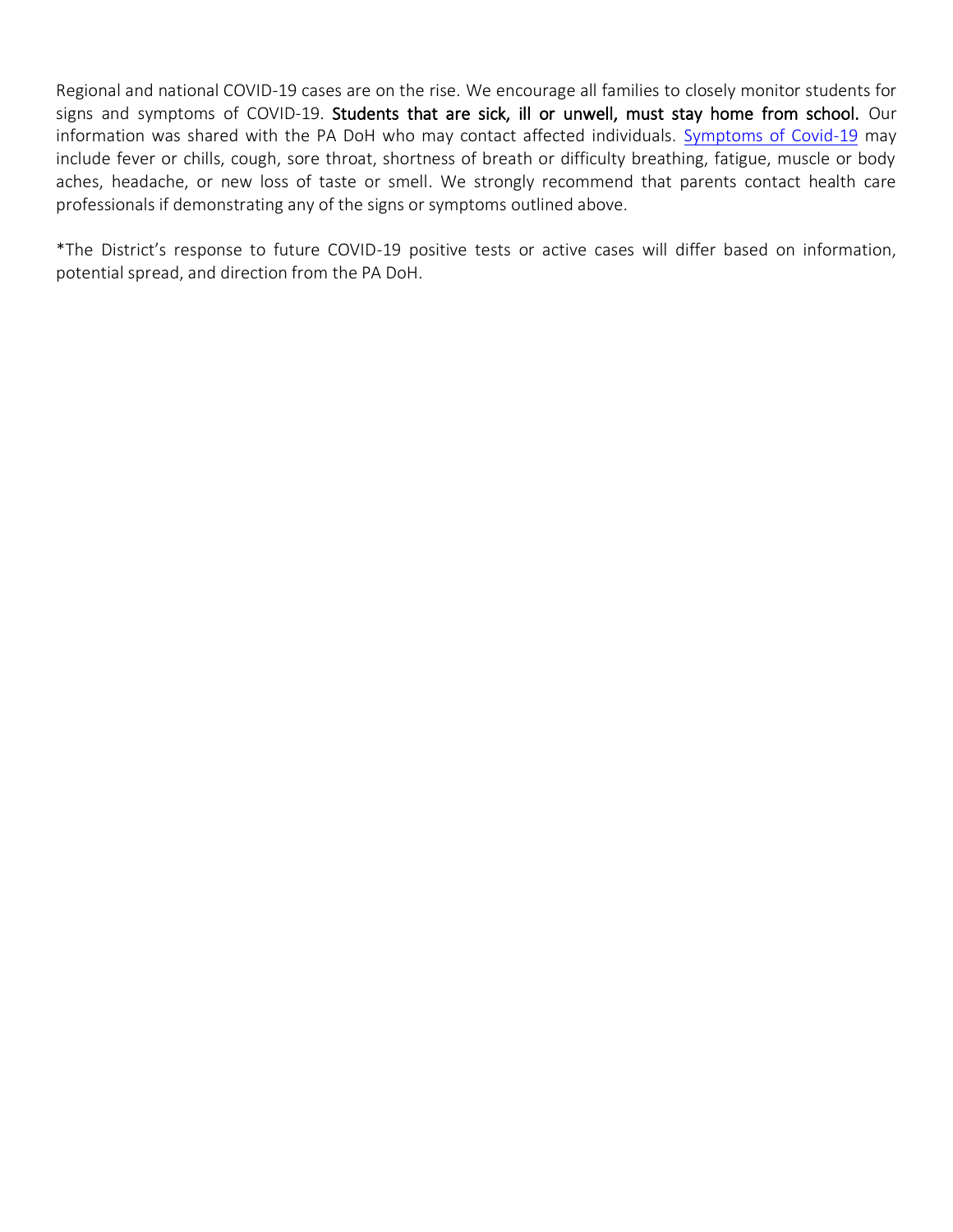Regional and national COVID-19 cases are on the rise. We encourage all families to closely monitor students for signs and symptoms of COVID-19. **Students that are sick, ill or unwell, must stay home from school.** Our information was shared with the PA DoH who may contact affected individuals. Symptoms of Covid-19 may include fever or chills, cough, sore throat, shortness of breath or difficulty breathing, fatigue, muscle or body aches, headache, or new loss of taste or smell. We strongly recommend that parents contact health care professionals if demonstrating any of the signs or symptoms outlined above.

*The District's response to future COVID-19 positive tests or active cases will differ based on information, potential spread, and direction from the PA DoH.